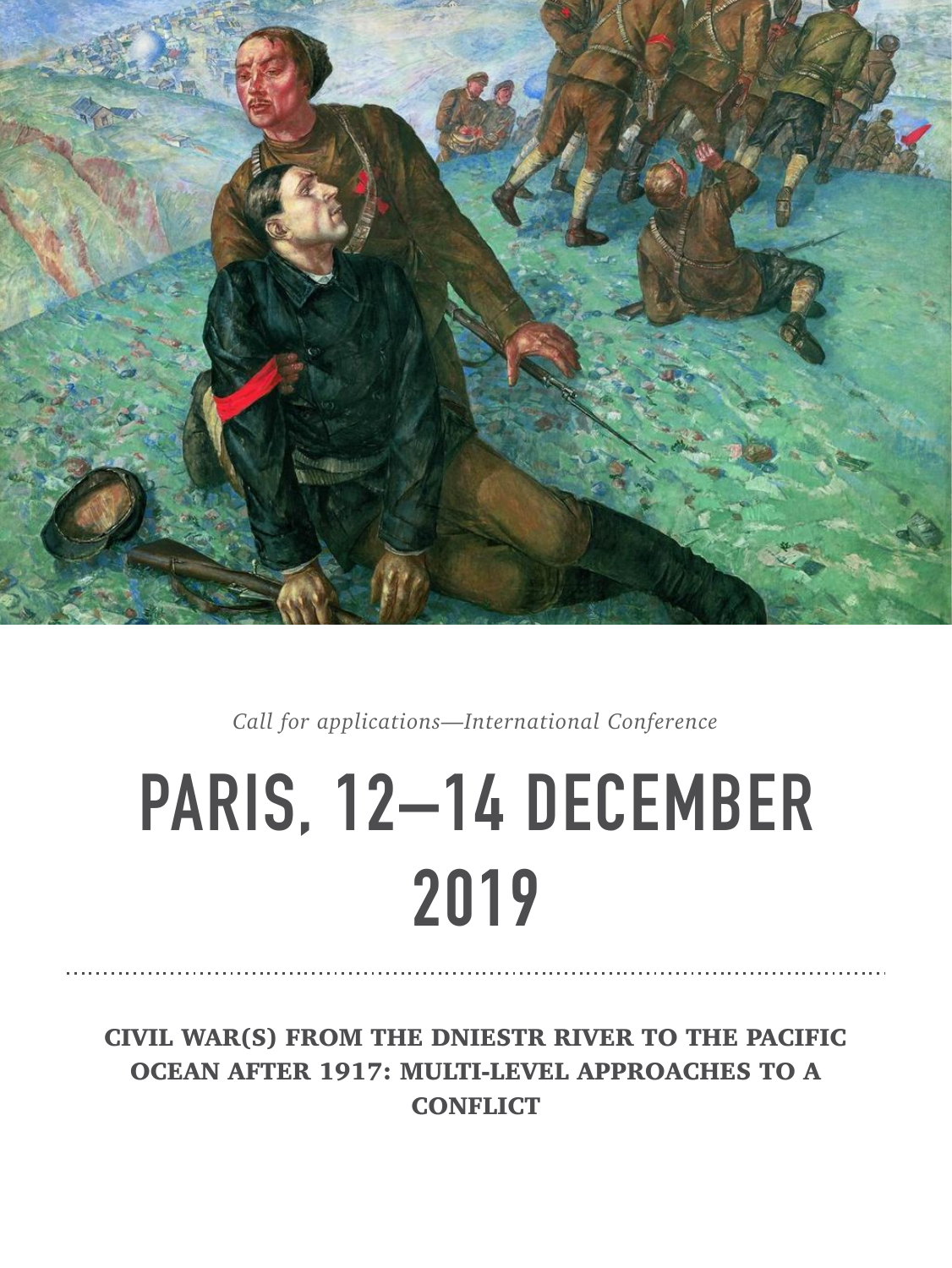*Call for applications—International Conference*

# PARIS, 12–14 DECEMBER 2019

## CIVIL WAR(S) FROM THE DNIESTR RIVER TO THE PACIFIC OCEAN AFTER 1917: MULTI-LEVEL APPROACHES TO A CONFLICT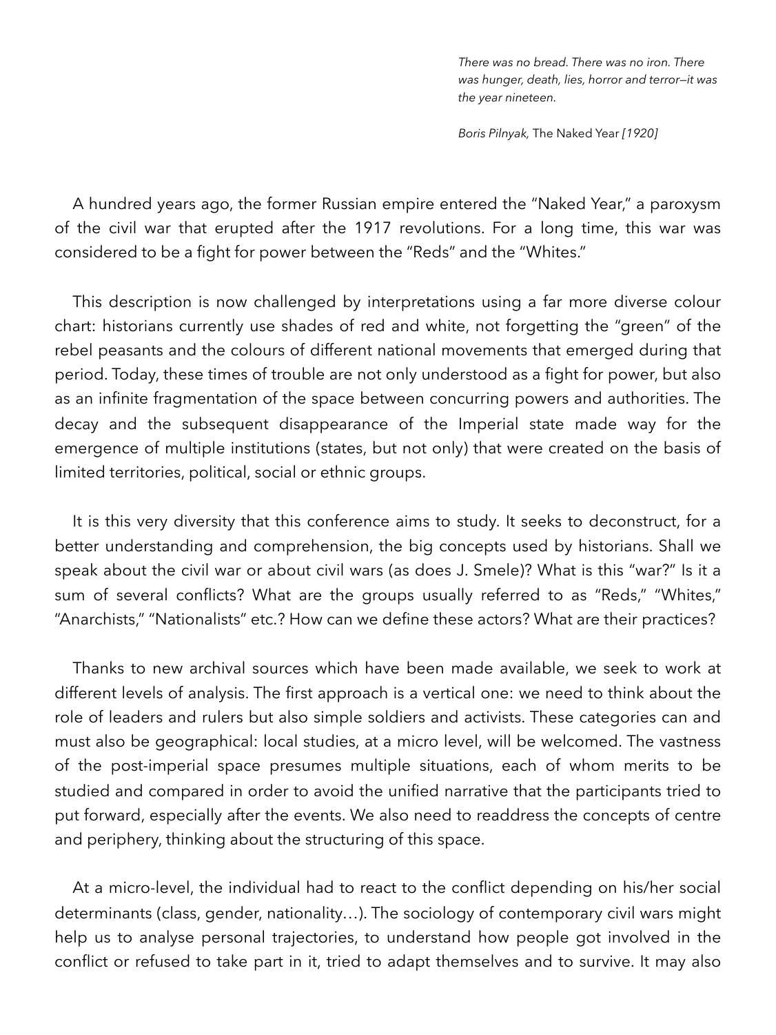> *There was no bread. There was no iron. There was hunger, death, lies, horror and terror—it was the year nineteen.*
>
> *Boris Pilnyak,* The Naked Year *[1920]*

A hundred years ago, the former Russian empire entered the "Naked Year," a paroxysm of the civil war that erupted after the 1917 revolutions. For a long time, this war was considered to be a fight for power between the "Reds" and the "Whites."

This description is now challenged by interpretations using a far more diverse colour chart: historians currently use shades of red and white, not forgetting the "green" of the rebel peasants and the colours of different national movements that emerged during that period. Today, these times of trouble are not only understood as a fight for power, but also as an infinite fragmentation of the space between concurring powers and authorities. The decay and the subsequent disappearance of the Imperial state made way for the emergence of multiple institutions (states, but not only) that were created on the basis of limited territories, political, social or ethnic groups.

It is this very diversity that this conference aims to study. It seeks to deconstruct, for a better understanding and comprehension, the big concepts used by historians. Shall we speak about the civil war or about civil wars (as does J. Smele)? What is this "war?" Is it a sum of several conflicts? What are the groups usually referred to as "Reds," "Whites," "Anarchists," "Nationalists" etc.? How can we define these actors? What are their practices?

Thanks to new archival sources which have been made available, we seek to work at different levels of analysis. The first approach is a vertical one: we need to think about the role of leaders and rulers but also simple soldiers and activists. These categories can and must also be geographical: local studies, at a micro level, will be welcomed. The vastness of the post-imperial space presumes multiple situations, each of whom merits to be studied and compared in order to avoid the unified narrative that the participants tried to put forward, especially after the events. We also need to readdress the concepts of centre and periphery, thinking about the structuring of this space.

At a micro-level, the individual had to react to the conflict depending on his/her social determinants (class, gender, nationality…). The sociology of contemporary civil wars might help us to analyse personal trajectories, to understand how people got involved in the conflict or refused to take part in it, tried to adapt themselves and to survive. It may also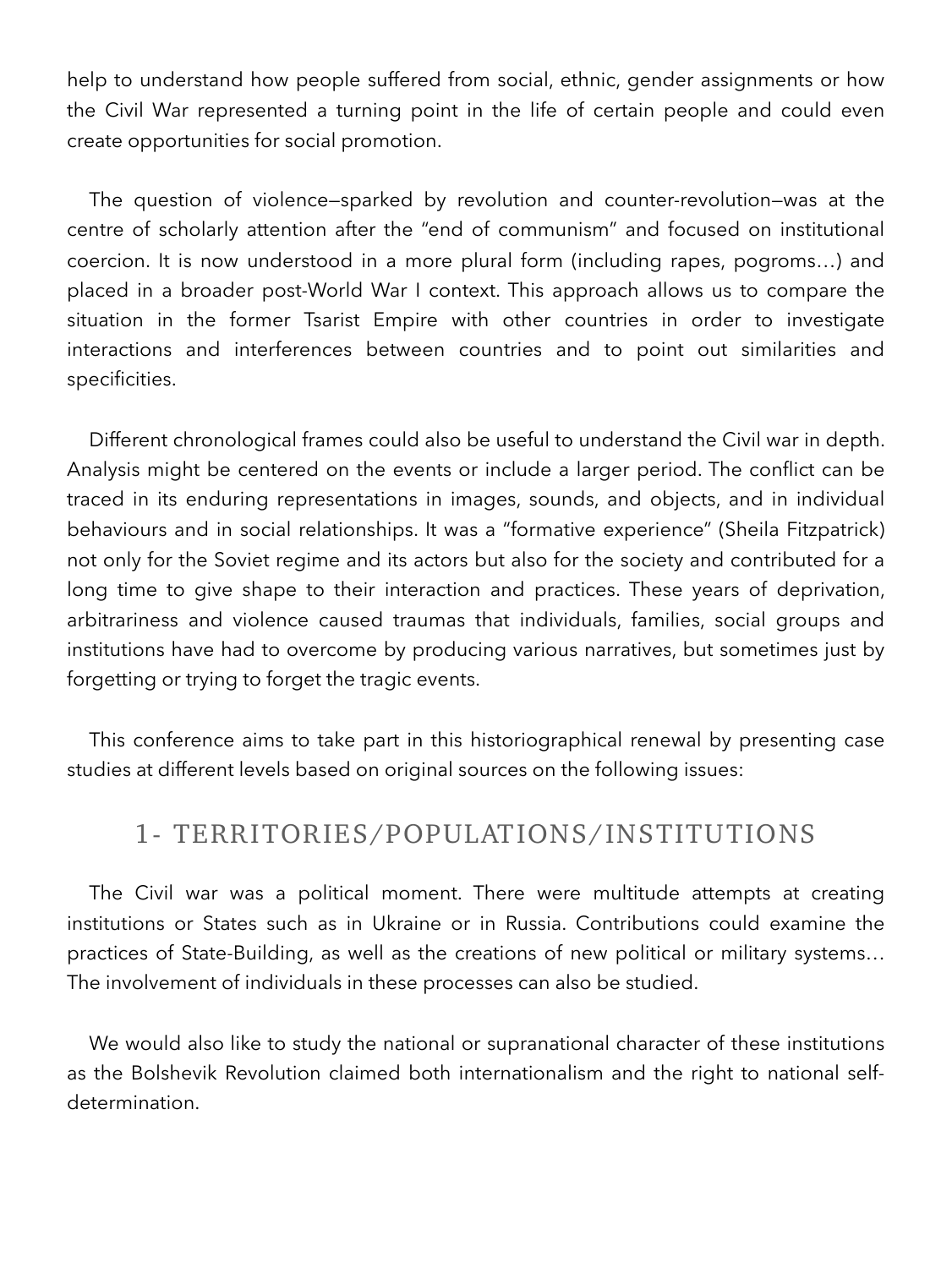help to understand how people suffered from social, ethnic, gender assignments or how the Civil War represented a turning point in the life of certain people and could even create opportunities for social promotion.

The question of violence—sparked by revolution and counter-revolution—was at the centre of scholarly attention after the "end of communism" and focused on institutional coercion. It is now understood in a more plural form (including rapes, pogroms…) and placed in a broader post-World War I context. This approach allows us to compare the situation in the former Tsarist Empire with other countries in order to investigate interactions and interferences between countries and to point out similarities and specificities.

Different chronological frames could also be useful to understand the Civil war in depth. Analysis might be centered on the events or include a larger period. The conflict can be traced in its enduring representations in images, sounds, and objects, and in individual behaviours and in social relationships. It was a "formative experience" (Sheila Fitzpatrick) not only for the Soviet regime and its actors but also for the society and contributed for a long time to give shape to their interaction and practices. These years of deprivation, arbitrariness and violence caused traumas that individuals, families, social groups and institutions have had to overcome by producing various narratives, but sometimes just by forgetting or trying to forget the tragic events.

This conference aims to take part in this historiographical renewal by presenting case studies at different levels based on original sources on the following issues:

## 1- TERRITORIES/POPULATIONS/INSTITUTIONS

The Civil war was a political moment. There were multitude attempts at creating institutions or States such as in Ukraine or in Russia. Contributions could examine the practices of State-Building, as well as the creations of new political or military systems… The involvement of individuals in these processes can also be studied.

We would also like to study the national or supranational character of these institutions as the Bolshevik Revolution claimed both internationalism and the right to national self-determination.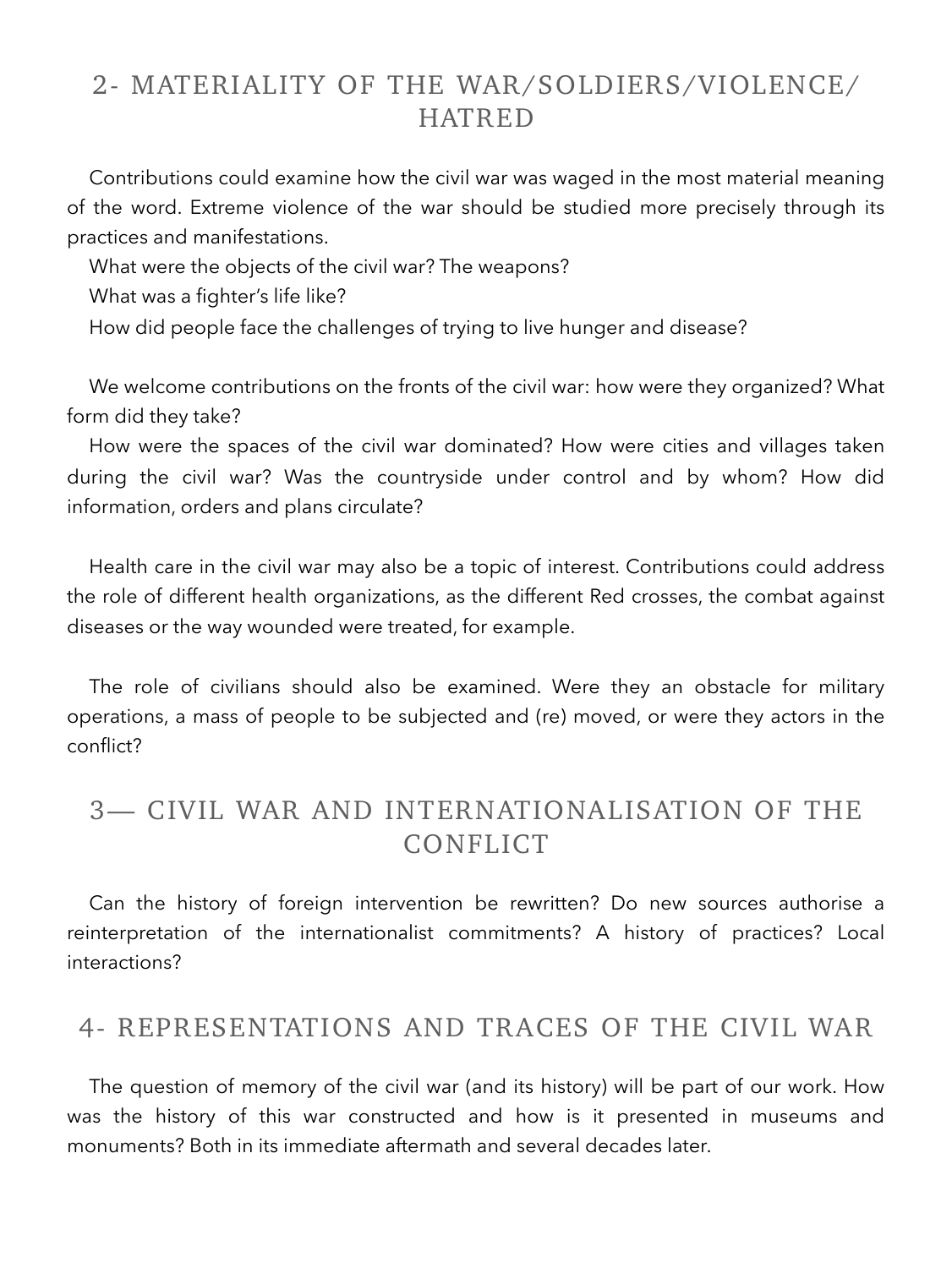## 2- MATERIALITY OF THE WAR/SOLDIERS/VIOLENCE/ HATRED

Contributions could examine how the civil war was waged in the most material meaning of the word. Extreme violence of the war should be studied more precisely through its practices and manifestations.

What were the objects of the civil war? The weapons?

What was a fighter's life like?

How did people face the challenges of trying to live hunger and disease?

We welcome contributions on the fronts of the civil war: how were they organized? What form did they take?

How were the spaces of the civil war dominated? How were cities and villages taken during the civil war? Was the countryside under control and by whom? How did information, orders and plans circulate?

Health care in the civil war may also be a topic of interest. Contributions could address the role of different health organizations, as the different Red crosses, the combat against diseases or the way wounded were treated, for example.

The role of civilians should also be examined. Were they an obstacle for military operations, a mass of people to be subjected and (re) moved, or were they actors in the conflict?

## 3— CIVIL WAR AND INTERNATIONALISATION OF THE CONFLICT

Can the history of foreign intervention be rewritten? Do new sources authorise a reinterpretation of the internationalist commitments? A history of practices? Local interactions?

## 4- REPRESENTATIONS AND TRACES OF THE CIVIL WAR

The question of memory of the civil war (and its history) will be part of our work. How was the history of this war constructed and how is it presented in museums and monuments? Both in its immediate aftermath and several decades later.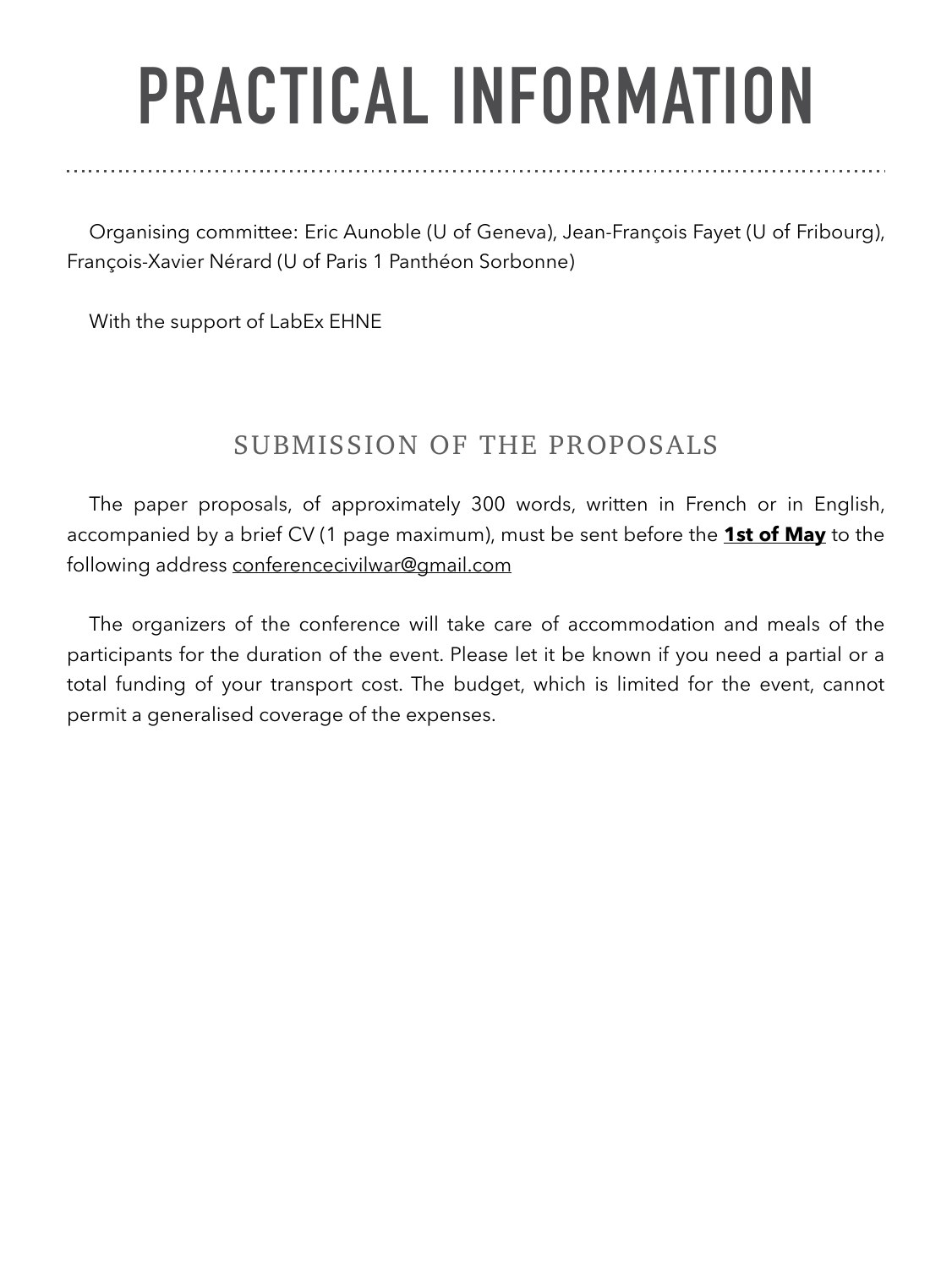# PRACTICAL INFORMATION

Organising committee: Eric Aunoble (U of Geneva), Jean-François Fayet (U of Fribourg), François-Xavier Nérard (U of Paris 1 Panthéon Sorbonne)

With the support of LabEx EHNE

## SUBMISSION OF THE PROPOSALS

The paper proposals, of approximately 300 words, written in French or in English, accompanied by a brief CV (1 page maximum), must be sent before the **1st of May** to the following address conferencecivilwar@gmail.com

The organizers of the conference will take care of accommodation and meals of the participants for the duration of the event. Please let it be known if you need a partial or a total funding of your transport cost. The budget, which is limited for the event, cannot permit a generalised coverage of the expenses.